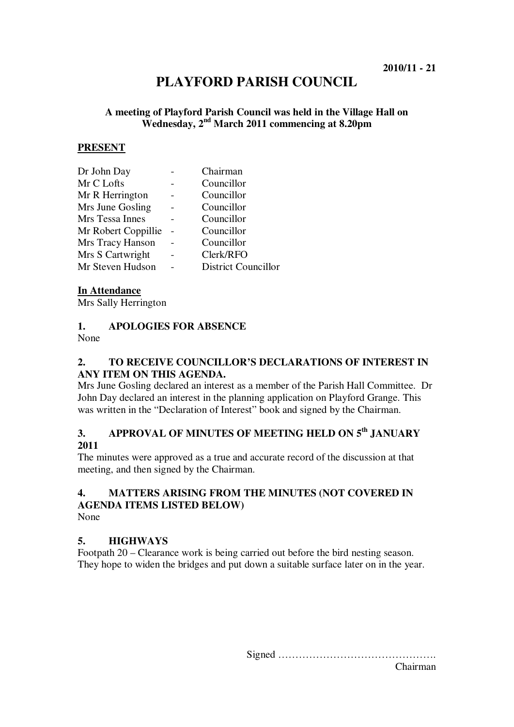2010/11 - 21

# PLAYFORD PARISH COUNCIL

**A meeting of Playford Parish Council was held in the Village Hall on Wednesday, 2nd March 2011 commencing at 8.20pm**

## PRESENT

| | | |
|---|---|---|
| Dr John Day | - | Chairman |
| Mr C Lofts | - | Councillor |
| Mr R Herrington | - | Councillor |
| Mrs June Gosling | - | Councillor |
| Mrs Tessa Innes | - | Councillor |
| Mr Robert Coppillie | - | Councillor |
| Mrs Tracy Hanson | - | Councillor |
| Mrs S Cartwright | - | Clerk/RFO |
| Mr Steven Hudson | - | District Councillor |

**In Attendance**

Mrs Sally Herrington

### 1. APOLOGIES FOR ABSENCE

None

### 2. TO RECEIVE COUNCILLOR'S DECLARATIONS OF INTEREST IN ANY ITEM ON THIS AGENDA.

Mrs June Gosling declared an interest as a member of the Parish Hall Committee. Dr John Day declared an interest in the planning application on Playford Grange. This was written in the "Declaration of Interest" book and signed by the Chairman.

### 3. APPROVAL OF MINUTES OF MEETING HELD ON 5th JANUARY 2011

The minutes were approved as a true and accurate record of the discussion at that meeting, and then signed by the Chairman.

### 4. MATTERS ARISING FROM THE MINUTES (NOT COVERED IN AGENDA ITEMS LISTED BELOW)

None

### 5. HIGHWAYS

Footpath 20 – Clearance work is being carried out before the bird nesting season. They hope to widen the bridges and put down a suitable surface later on in the year.

Signed ………………………………………. Chairman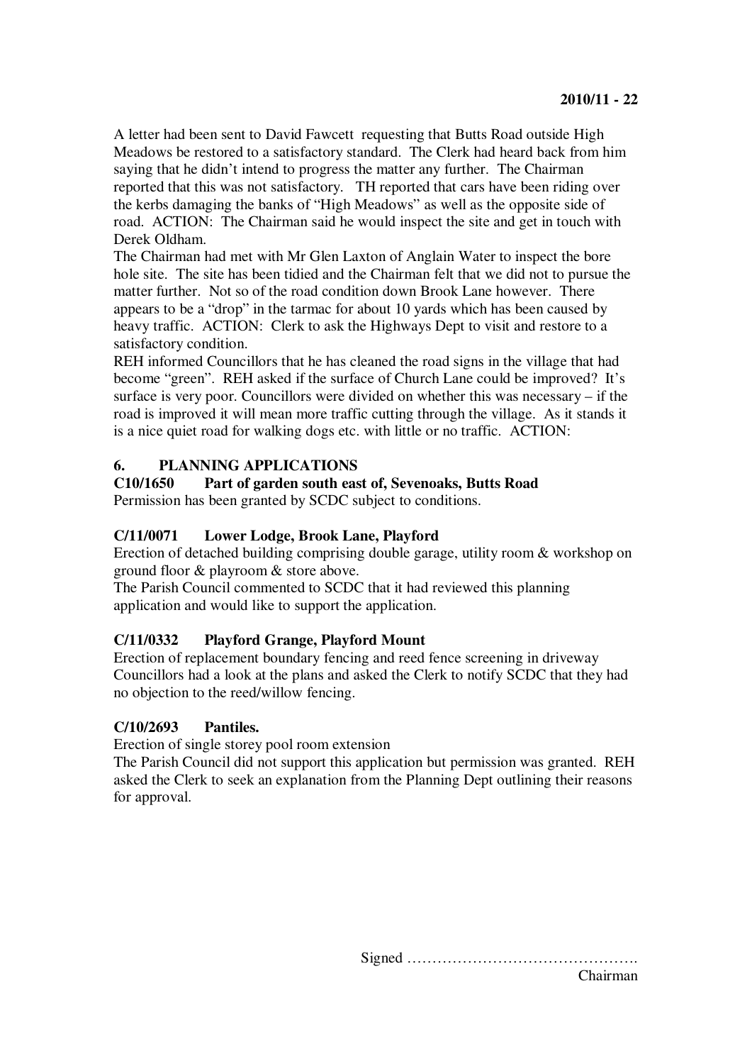A letter had been sent to David Fawcett requesting that Butts Road outside High Meadows be restored to a satisfactory standard. The Clerk had heard back from him saying that he didn't intend to progress the matter any further. The Chairman reported that this was not satisfactory. TH reported that cars have been riding over the kerbs damaging the banks of "High Meadows" as well as the opposite side of road. ACTION: The Chairman said he would inspect the site and get in touch with Derek Oldham.

The Chairman had met with Mr Glen Laxton of Anglain Water to inspect the bore hole site. The site has been tidied and the Chairman felt that we did not to pursue the matter further. Not so of the road condition down Brook Lane however. There appears to be a "drop" in the tarmac for about 10 yards which has been caused by heavy traffic. ACTION: Clerk to ask the Highways Dept to visit and restore to a satisfactory condition.

REH informed Councillors that he has cleaned the road signs in the village that had become "green". REH asked if the surface of Church Lane could be improved? It's surface is very poor. Councillors were divided on whether this was necessary – if the road is improved it will mean more traffic cutting through the village. As it stands it is a nice quiet road for walking dogs etc. with little or no traffic. ACTION:

## 6. PLANNING APPLICATIONS

**C10/1650 Part of garden south east of, Sevenoaks, Butts Road**

Permission has been granted by SCDC subject to conditions.

**C/11/0071 Lower Lodge, Brook Lane, Playford**

Erection of detached building comprising double garage, utility room & workshop on ground floor & playroom & store above.

The Parish Council commented to SCDC that it had reviewed this planning application and would like to support the application.

**C/11/0332 Playford Grange, Playford Mount**

Erection of replacement boundary fencing and reed fence screening in driveway

Councillors had a look at the plans and asked the Clerk to notify SCDC that they had no objection to the reed/willow fencing.

**C/10/2693 Pantiles.**

Erection of single storey pool room extension

The Parish Council did not support this application but permission was granted. REH asked the Clerk to seek an explanation from the Planning Dept outlining their reasons for approval.

Signed ……………………………………….
Chairman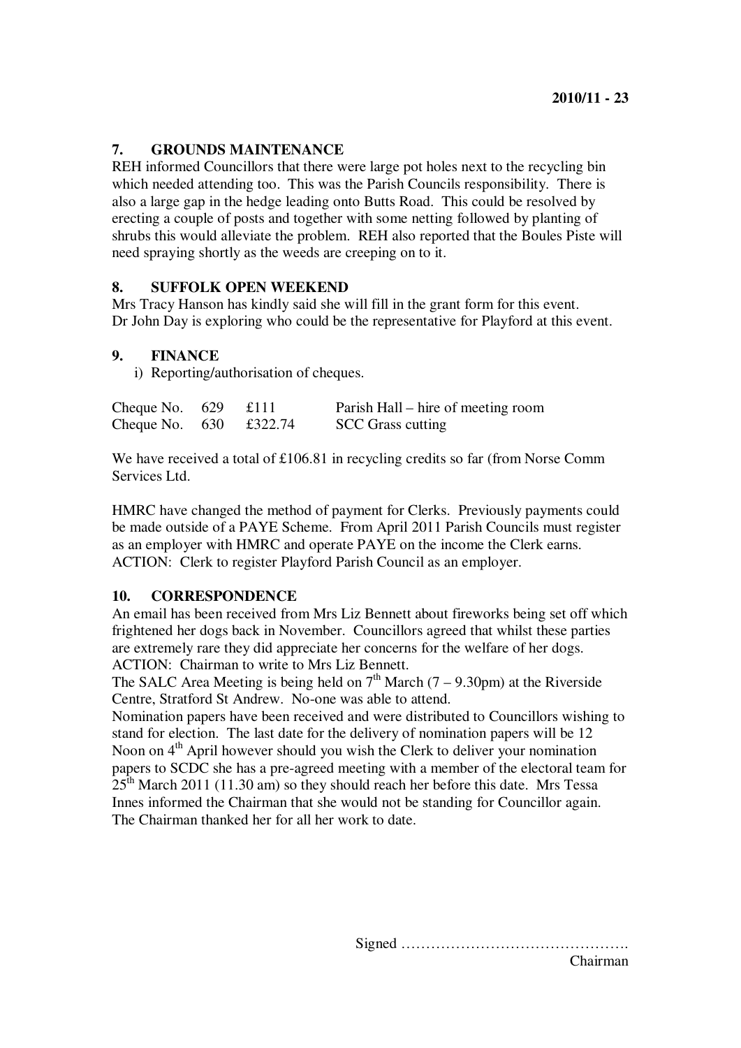## 7. GROUNDS MAINTENANCE

REH informed Councillors that there were large pot holes next to the recycling bin which needed attending too. This was the Parish Councils responsibility. There is also a large gap in the hedge leading onto Butts Road. This could be resolved by erecting a couple of posts and together with some netting followed by planting of shrubs this would alleviate the problem. REH also reported that the Boules Piste will need spraying shortly as the weeds are creeping on to it.

## 8. SUFFOLK OPEN WEEKEND

Mrs Tracy Hanson has kindly said she will fill in the grant form for this event.
Dr John Day is exploring who could be the representative for Playford at this event.

## 9. FINANCE

i) Reporting/authorisation of cheques.

| | | | |
|---|---|---|---|
| Cheque No. | 629 | £111 | Parish Hall – hire of meeting room |
| Cheque No. | 630 | £322.74 | SCC Grass cutting |

We have received a total of £106.81 in recycling credits so far (from Norse Comm Services Ltd.

HMRC have changed the method of payment for Clerks. Previously payments could be made outside of a PAYE Scheme. From April 2011 Parish Councils must register as an employer with HMRC and operate PAYE on the income the Clerk earns.
ACTION: Clerk to register Playford Parish Council as an employer.

## 10. CORRESPONDENCE

An email has been received from Mrs Liz Bennett about fireworks being set off which frightened her dogs back in November. Councillors agreed that whilst these parties are extremely rare they did appreciate her concerns for the welfare of her dogs.
ACTION: Chairman to write to Mrs Liz Bennett.
The SALC Area Meeting is being held on 7th March (7 – 9.30pm) at the Riverside Centre, Stratford St Andrew. No-one was able to attend.
Nomination papers have been received and were distributed to Councillors wishing to stand for election. The last date for the delivery of nomination papers will be 12 Noon on 4th April however should you wish the Clerk to deliver your nomination papers to SCDC she has a pre-agreed meeting with a member of the electoral team for 25th March 2011 (11.30 am) so they should reach her before this date. Mrs Tessa Innes informed the Chairman that she would not be standing for Councillor again. The Chairman thanked her for all her work to date.

Signed ……………………………………….
Chairman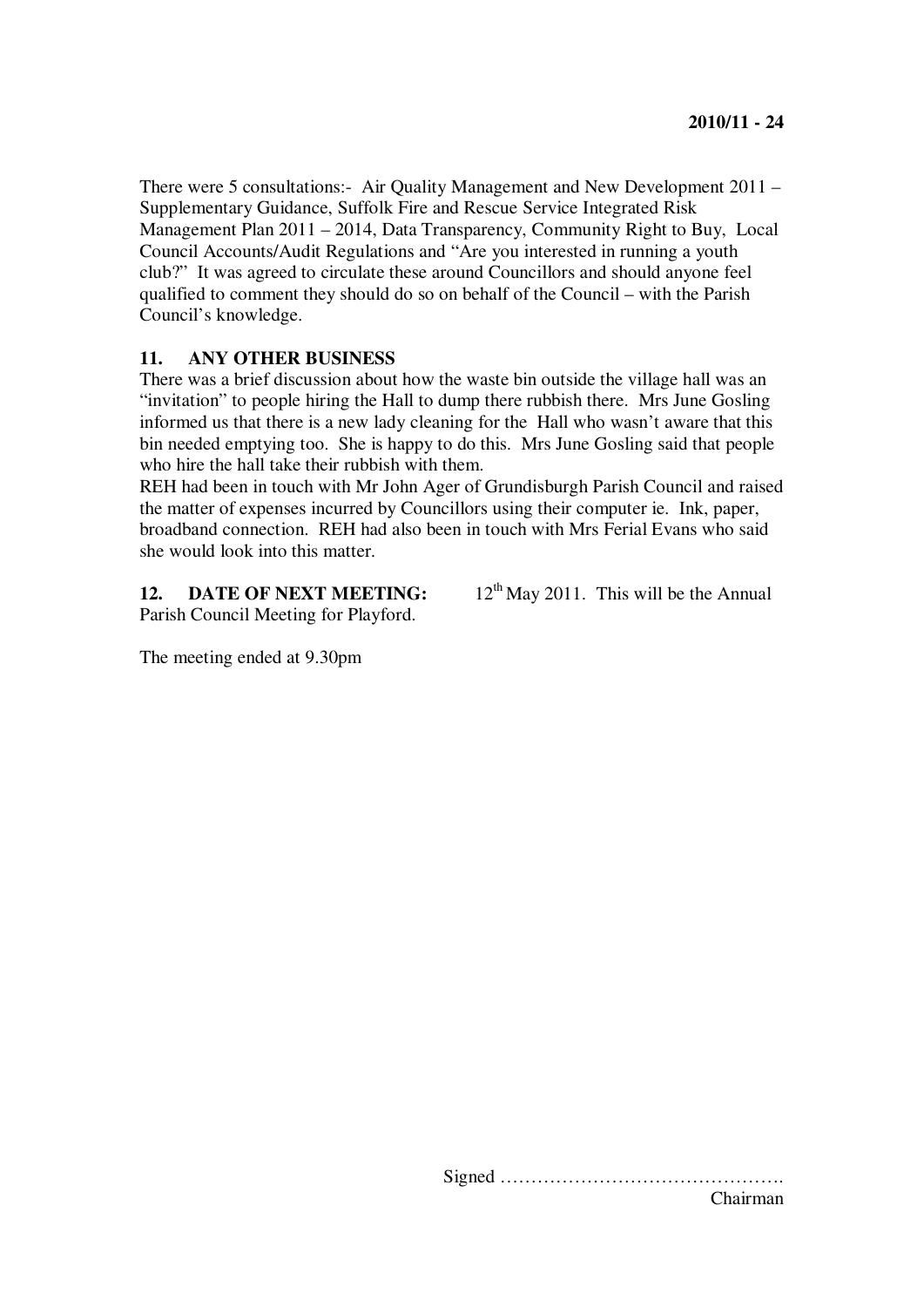There were 5 consultations:- Air Quality Management and New Development 2011 – Supplementary Guidance, Suffolk Fire and Rescue Service Integrated Risk Management Plan 2011 – 2014, Data Transparency, Community Right to Buy, Local Council Accounts/Audit Regulations and "Are you interested in running a youth club?" It was agreed to circulate these around Councillors and should anyone feel qualified to comment they should do so on behalf of the Council – with the Parish Council's knowledge.

## 11. ANY OTHER BUSINESS

There was a brief discussion about how the waste bin outside the village hall was an "invitation" to people hiring the Hall to dump there rubbish there. Mrs June Gosling informed us that there is a new lady cleaning for the Hall who wasn't aware that this bin needed emptying too. She is happy to do this. Mrs June Gosling said that people who hire the hall take their rubbish with them.

REH had been in touch with Mr John Ager of Grundisburgh Parish Council and raised the matter of expenses incurred by Councillors using their computer ie. Ink, paper, broadband connection. REH had also been in touch with Mrs Ferial Evans who said she would look into this matter.

**12. DATE OF NEXT MEETING:** 12th May 2011. This will be the Annual Parish Council Meeting for Playford.

The meeting ended at 9.30pm

Signed ……………………………………….
Chairman